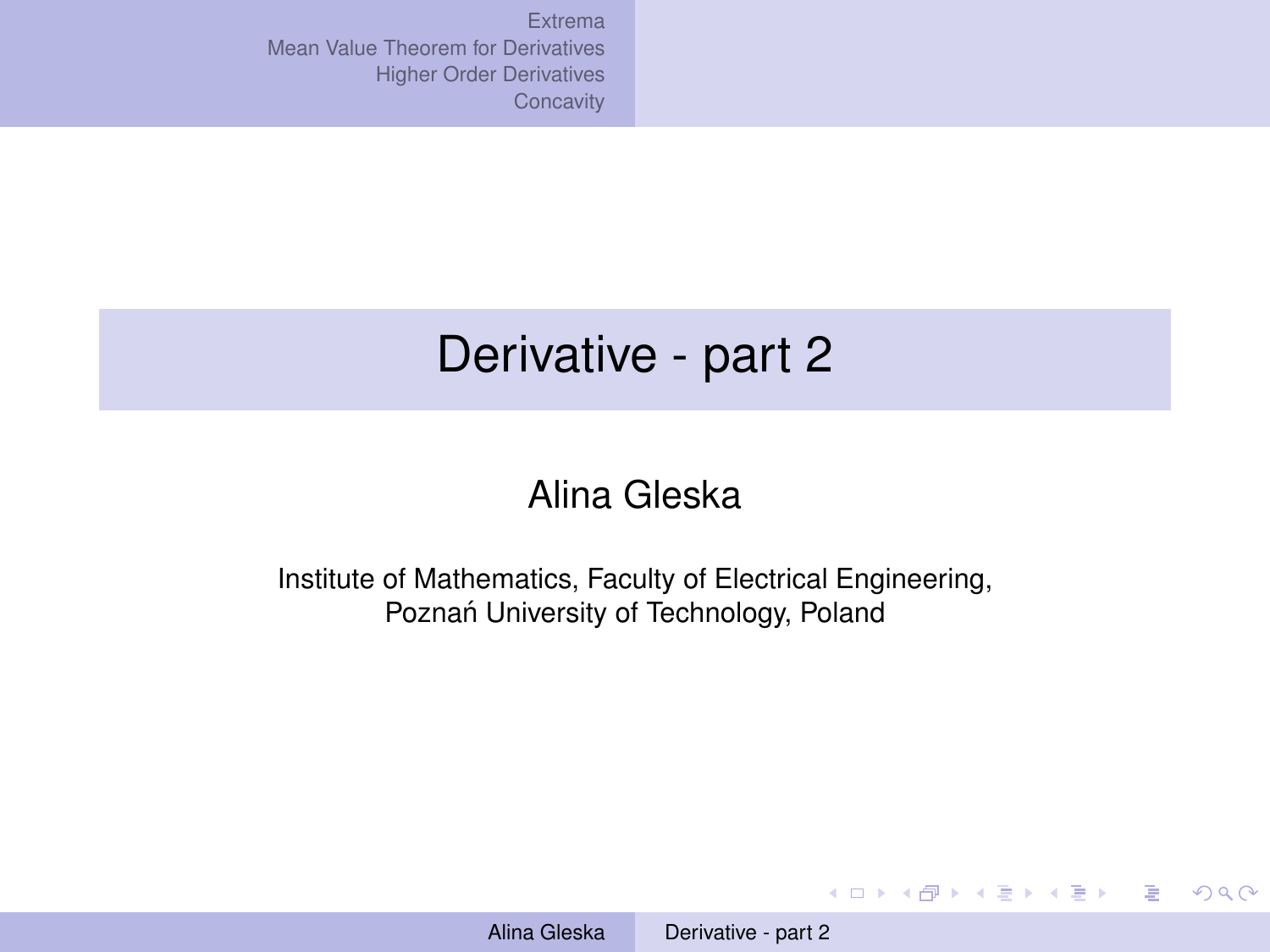# Derivative - part 2

Alina Gleska

Institute of Mathematics, Faculty of Electrical Engineering,
Poznań University of Technology, Poland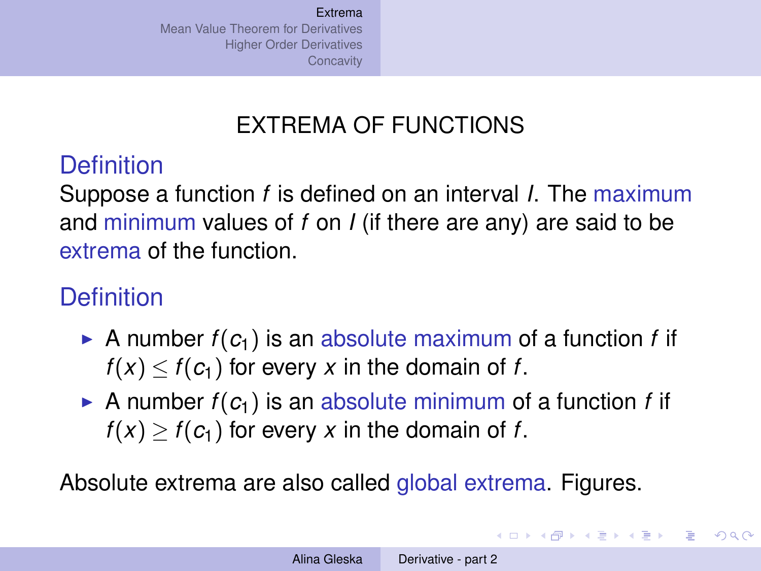# EXTREMA OF FUNCTIONS

## Definition

Suppose a function $f$ is defined on an interval $I$. The maximum and minimum values of $f$ on $I$ (if there are any) are said to be extrema of the function.

## Definition

- A number $f(c_1)$ is an absolute maximum of a function $f$ if $f(x) \leq f(c_1)$ for every $x$ in the domain of $f$.
- A number $f(c_1)$ is an absolute minimum of a function $f$ if $f(x) \geq f(c_1)$ for every $x$ in the domain of $f$.

Absolute extrema are also called global extrema. Figures.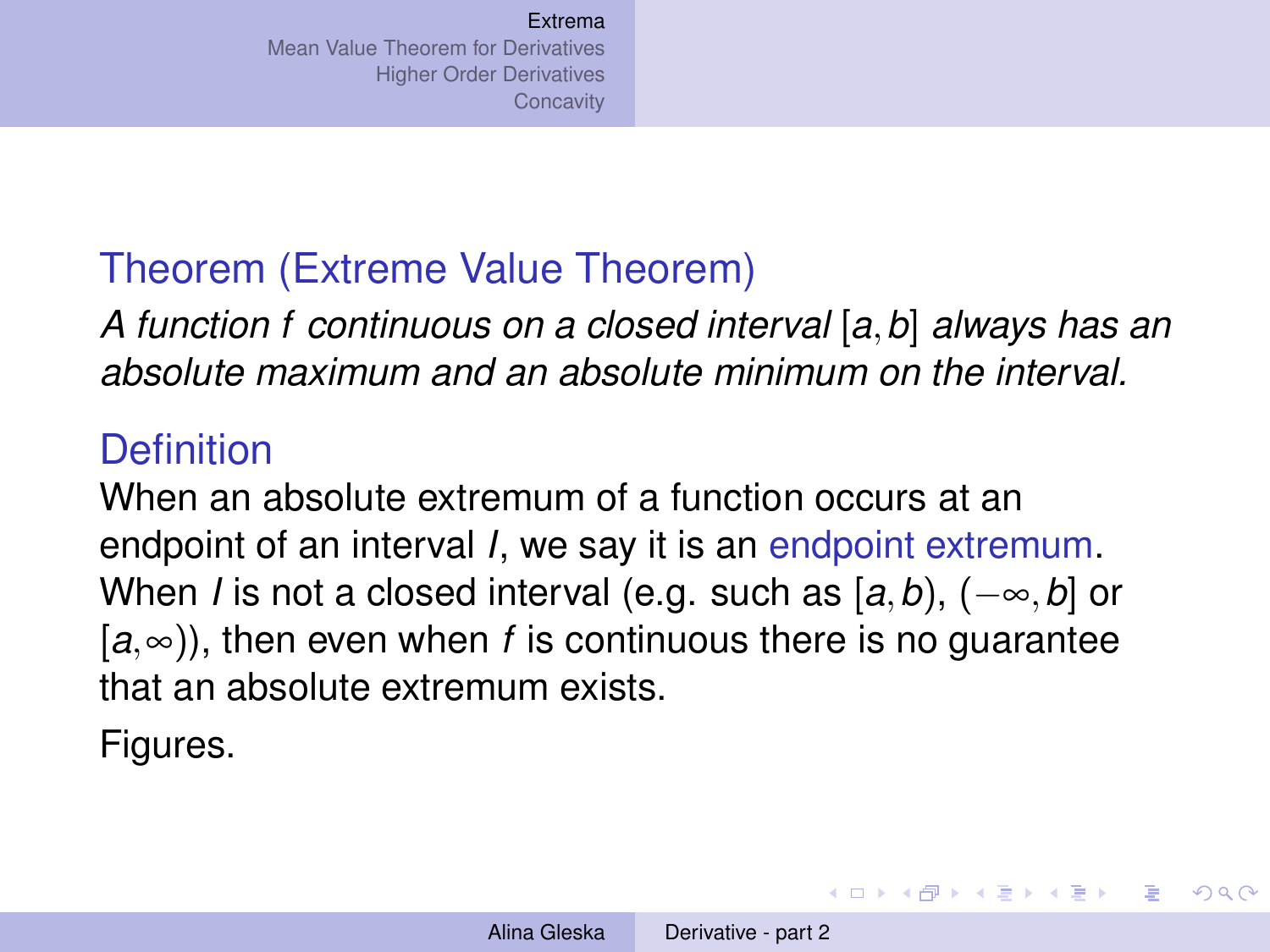### Theorem (Extreme Value Theorem)

*A function $f$ continuous on a closed interval $[a, b]$ always has an absolute maximum and an absolute minimum on the interval.*

### Definition

When an absolute extremum of a function occurs at an endpoint of an interval $I$, we say it is an endpoint extremum. When $I$ is not a closed interval (e.g. such as $[a, b)$, $(-\infty, b]$ or $[a, \infty)$), then even when $f$ is continuous there is no guarantee that an absolute extremum exists.

Figures.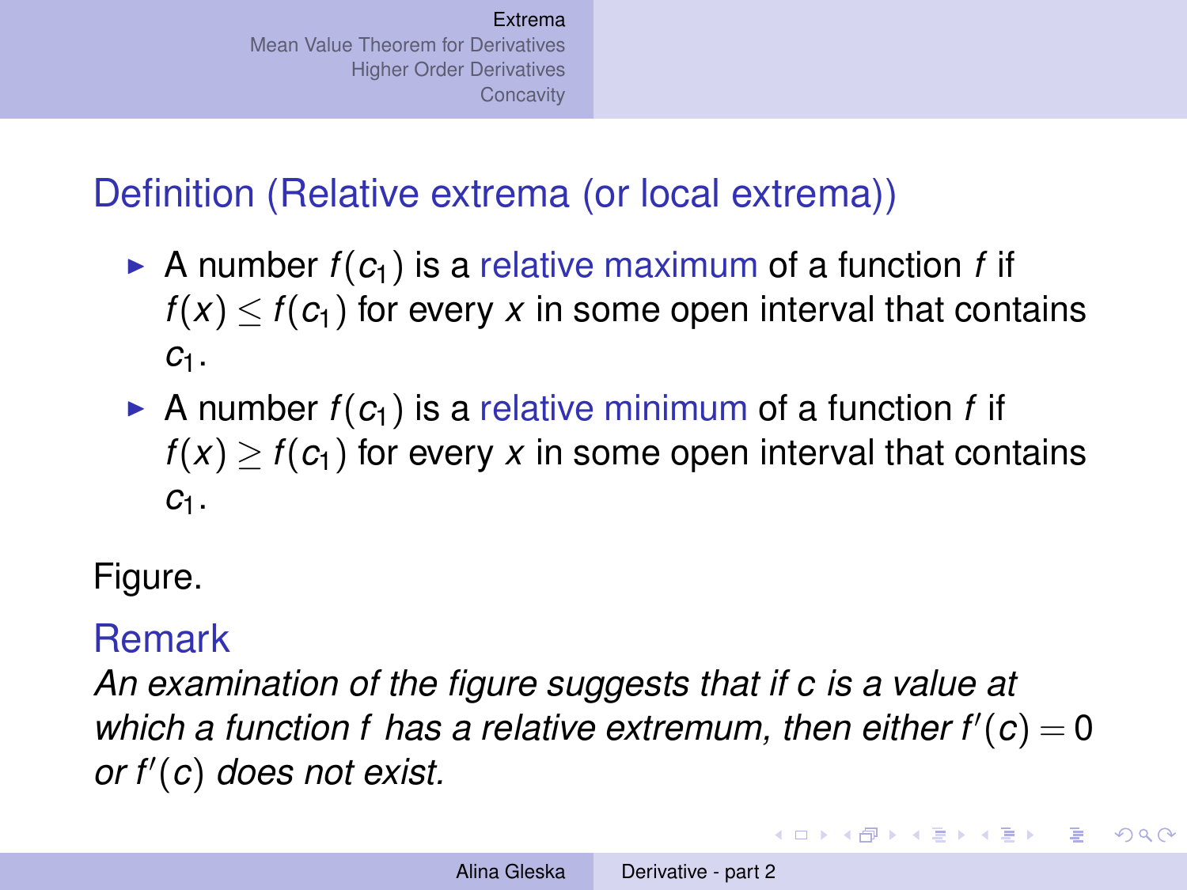## Definition (Relative extrema (or local extrema))

- A number $f(c_1)$ is a relative maximum of a function $f$ if $f(x) \leq f(c_1)$ for every $x$ in some open interval that contains $c_1$.
- A number $f(c_1)$ is a relative minimum of a function $f$ if $f(x) \geq f(c_1)$ for every $x$ in some open interval that contains $c_1$.

Figure.

## Remark

*An examination of the figure suggests that if $c$ is a value at which a function $f$ has a relative extremum, then either $f'(c) = 0$ or $f'(c)$ does not exist.*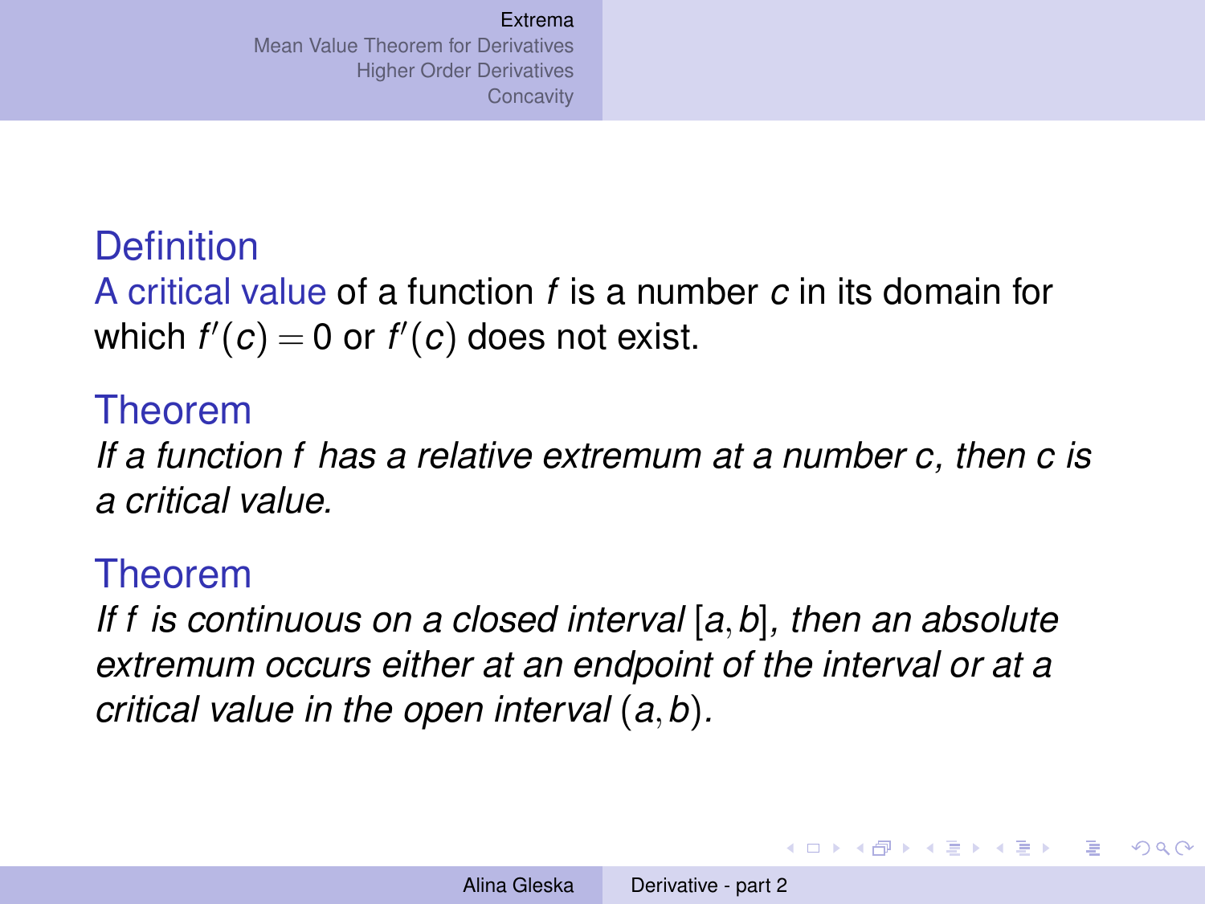### Definition

A critical value of a function $f$ is a number $c$ in its domain for which $f'(c) = 0$ or $f'(c)$ does not exist.

### Theorem

*If a function $f$ has a relative extremum at a number $c$, then $c$ is a critical value.*

### Theorem

*If $f$ is continuous on a closed interval $[a, b]$, then an absolute extremum occurs either at an endpoint of the interval or at a critical value in the open interval $(a, b)$.*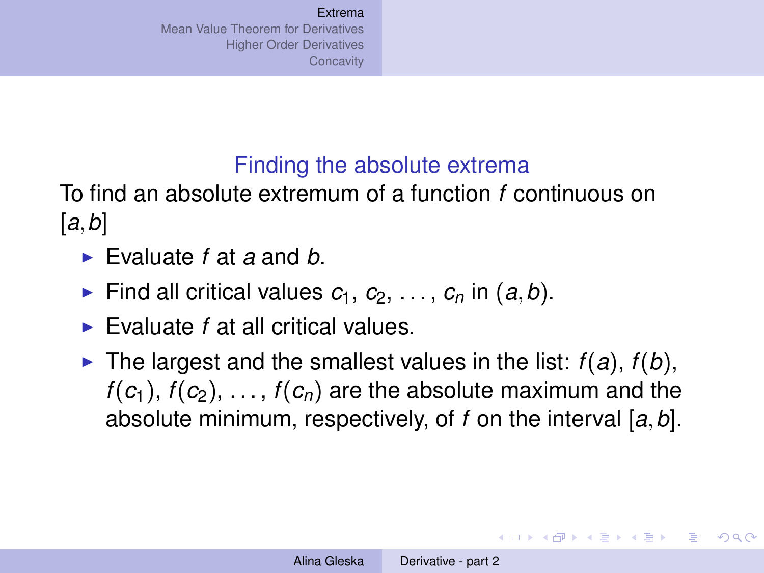## Finding the absolute extrema

To find an absolute extremum of a function $f$ continuous on $[a, b]$

- Evaluate $f$ at $a$ and $b$.
- Find all critical values $c_1$, $c_2$, $\ldots$, $c_n$ in $(a, b)$.
- Evaluate $f$ at all critical values.
- The largest and the smallest values in the list: $f(a)$, $f(b)$, $f(c_1)$, $f(c_2)$, $\ldots$, $f(c_n)$ are the absolute maximum and the absolute minimum, respectively, of $f$ on the interval $[a, b]$.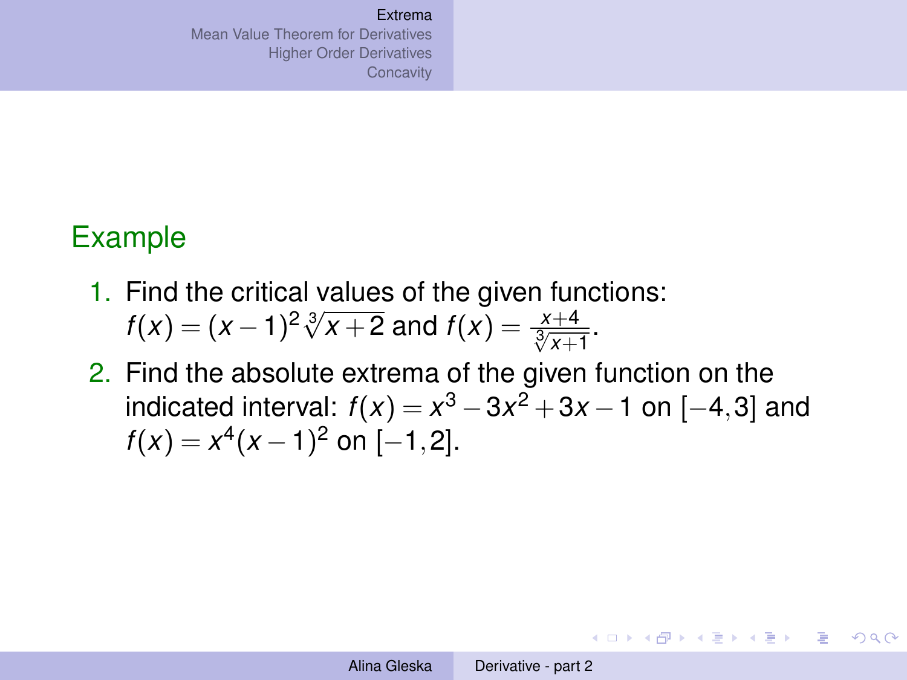## Example

1. Find the critical values of the given functions: $f(x) = (x-1)^2\sqrt[3]{x+2}$ and $f(x) = \frac{x+4}{\sqrt[3]{x+1}}$.
2. Find the absolute extrema of the given function on the indicated interval: $f(x) = x^3 - 3x^2 + 3x - 1$ on $[-4, 3]$ and $f(x) = x^4(x-1)^2$ on $[-1, 2]$.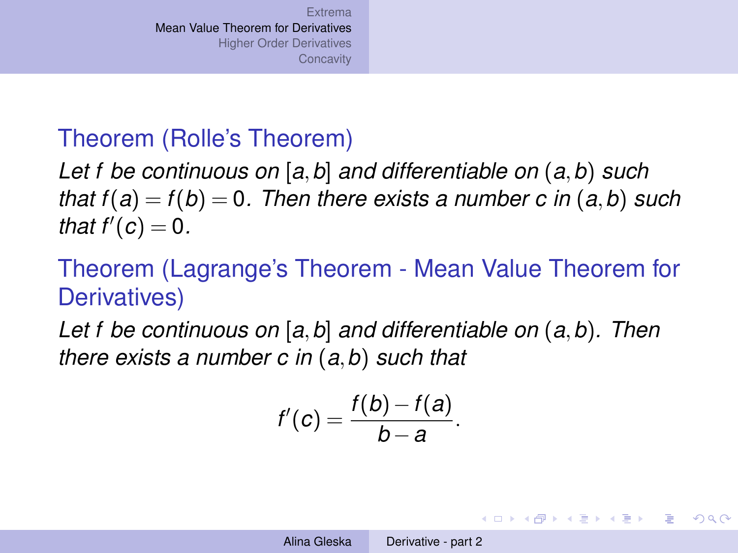**Theorem (Rolle's Theorem)**

*Let $f$ be continuous on $[a,b]$ and differentiable on $(a,b)$ such that $f(a) = f(b) = 0$. Then there exists a number $c$ in $(a,b)$ such that $f'(c) = 0$.*

**Theorem (Lagrange's Theorem - Mean Value Theorem for Derivatives)**

*Let $f$ be continuous on $[a,b]$ and differentiable on $(a,b)$. Then there exists a number $c$ in $(a,b)$ such that*

$$f'(c) = \frac{f(b) - f(a)}{b - a}.$$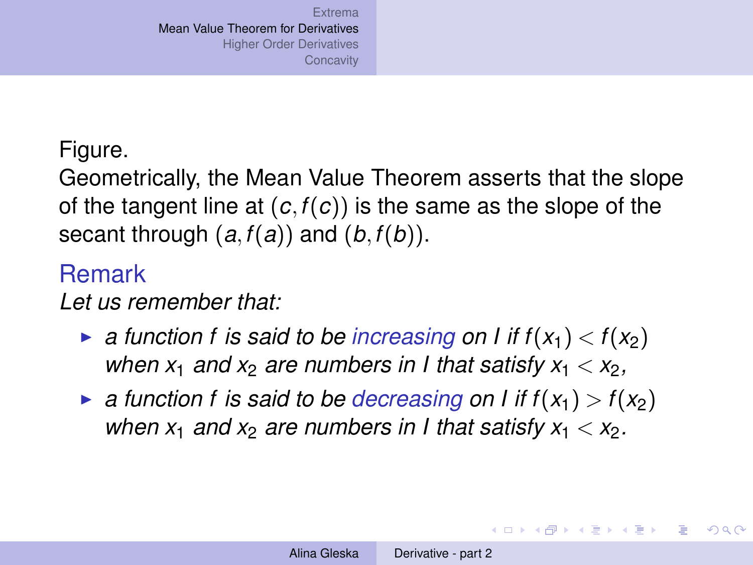Figure.

Geometrically, the Mean Value Theorem asserts that the slope of the tangent line at $(c, f(c))$ is the same as the slope of the secant through $(a, f(a))$ and $(b, f(b))$.

### Remark

*Let us remember that:*

- *a function $f$ is said to be increasing on $I$ if $f(x_1) < f(x_2)$ when $x_1$ and $x_2$ are numbers in $I$ that satisfy $x_1 < x_2$,*
- *a function $f$ is said to be decreasing on $I$ if $f(x_1) > f(x_2)$ when $x_1$ and $x_2$ are numbers in $I$ that satisfy $x_1 < x_2$.*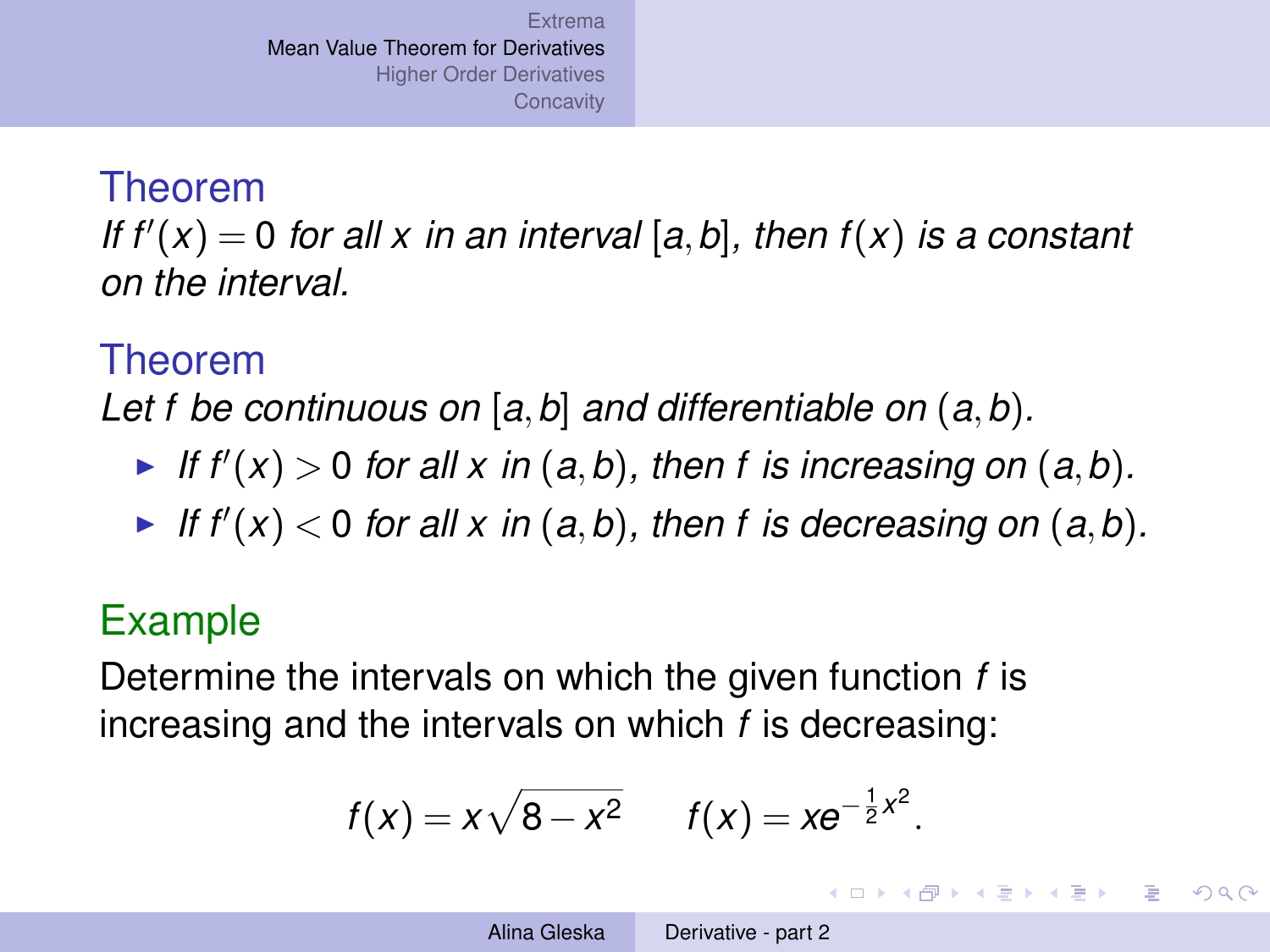### Theorem

*If $f'(x) = 0$ for all $x$ in an interval $[a, b]$, then $f(x)$ is a constant on the interval.*

### Theorem

*Let $f$ be continuous on $[a, b]$ and differentiable on $(a, b)$.*

- *If $f'(x) > 0$ for all $x$ in $(a, b)$, then $f$ is increasing on $(a, b)$.*
- *If $f'(x) < 0$ for all $x$ in $(a, b)$, then $f$ is decreasing on $(a, b)$.*

### Example

Determine the intervals on which the given function $f$ is increasing and the intervals on which $f$ is decreasing:

$$f(x) = x\sqrt{8 - x^2} \qquad f(x) = xe^{-\frac{1}{2}x^2}.$$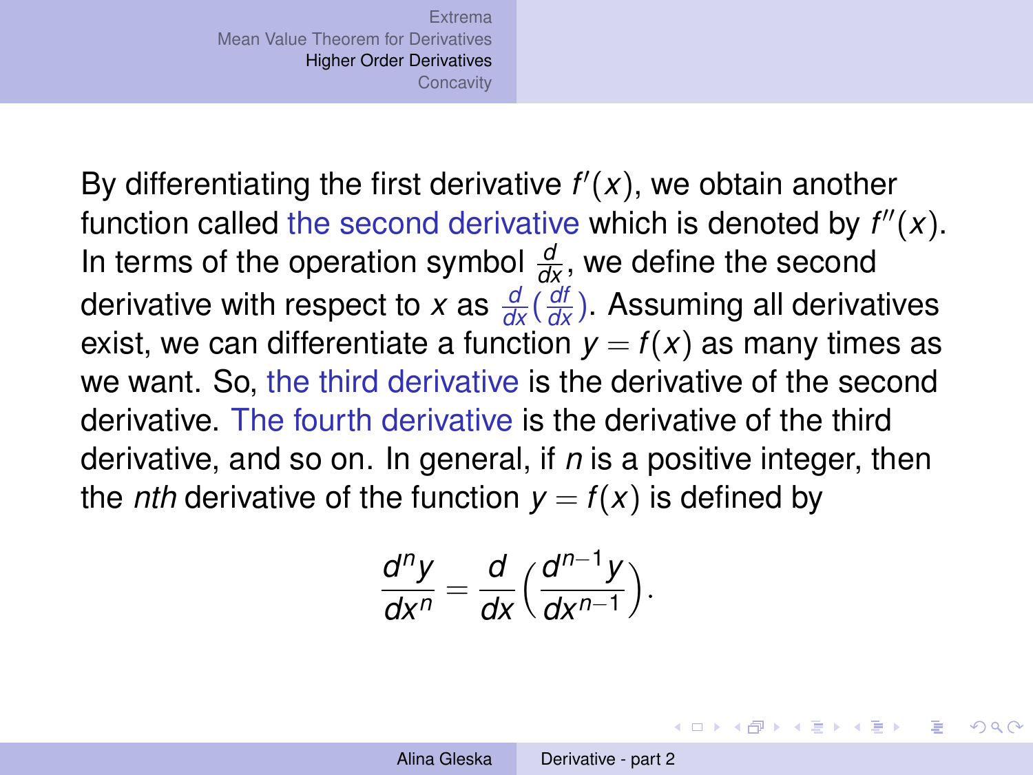By differentiating the first derivative $f'(x)$, we obtain another function called the second derivative which is denoted by $f''(x)$. In terms of the operation symbol $\frac{d}{dx}$, we define the second derivative with respect to $x$ as $\frac{d}{dx}(\frac{df}{dx})$. Assuming all derivatives exist, we can differentiate a function $y = f(x)$ as many times as we want. So, the third derivative is the derivative of the second derivative. The fourth derivative is the derivative of the third derivative, and so on. In general, if $n$ is a positive integer, then the *nth* derivative of the function $y = f(x)$ is defined by

$$\frac{d^n y}{dx^n} = \frac{d}{dx}\Big(\frac{d^{n-1} y}{dx^{n-1}}\Big).$$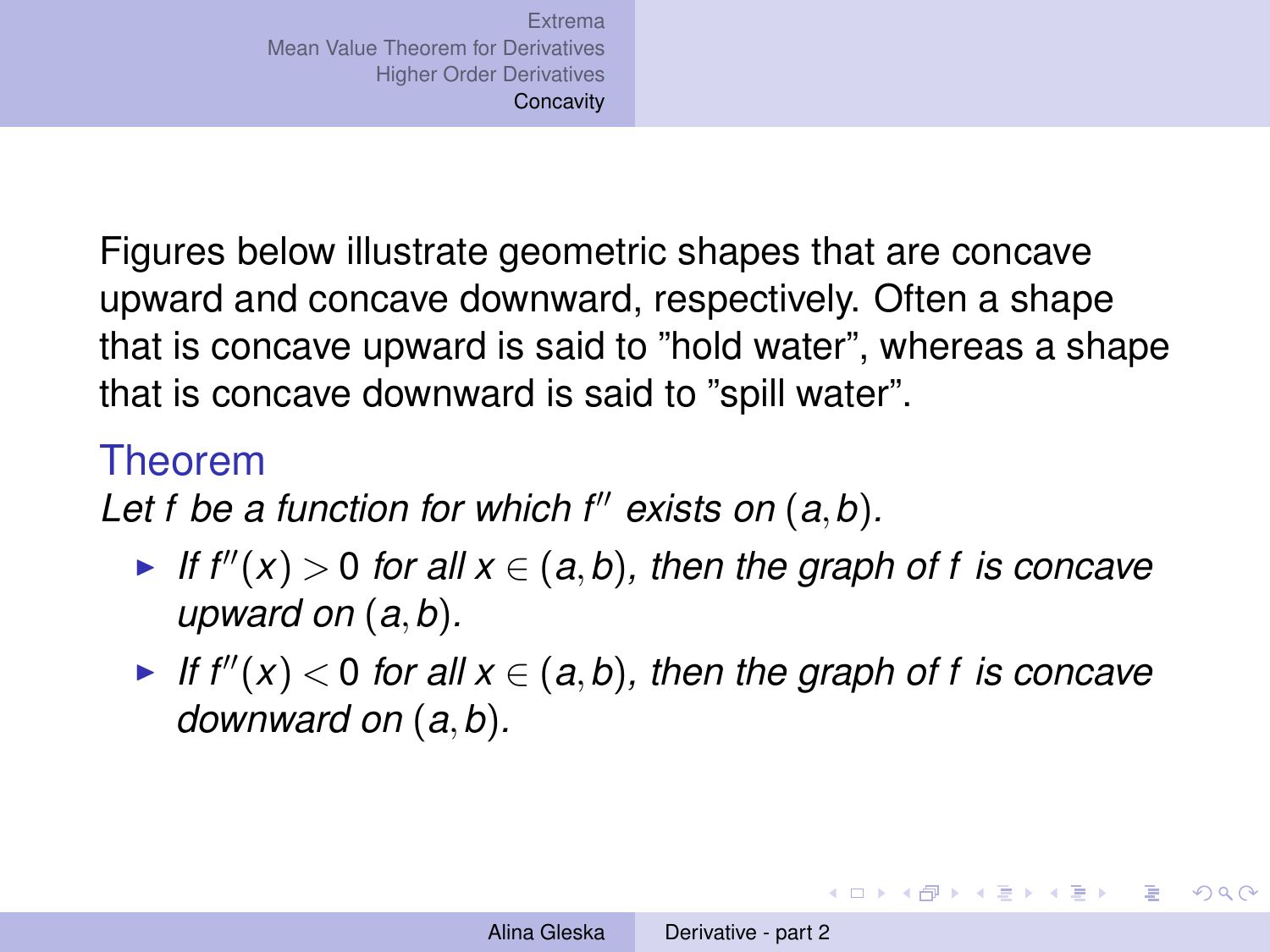Figures below illustrate geometric shapes that are concave upward and concave downward, respectively. Often a shape that is concave upward is said to "hold water", whereas a shape that is concave downward is said to "spill water".

### Theorem

*Let $f$ be a function for which $f''$ exists on $(a,b)$.*

- *If $f''(x) > 0$ for all $x \in (a,b)$, then the graph of $f$ is concave upward on $(a,b)$.*
- *If $f''(x) < 0$ for all $x \in (a,b)$, then the graph of $f$ is concave downward on $(a,b)$.*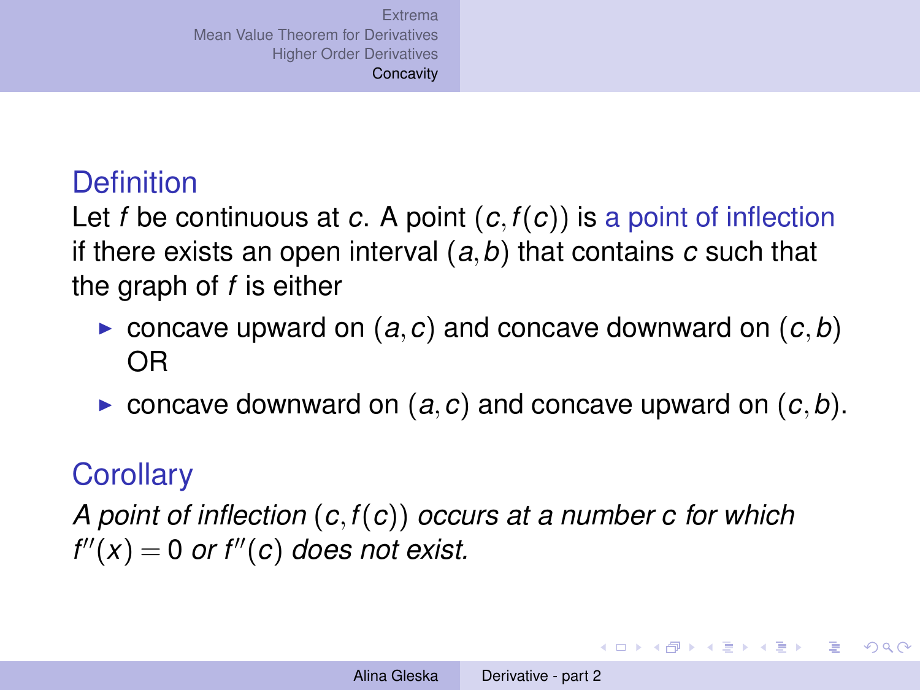### Definition

Let $f$ be continuous at $c$. A point $(c, f(c))$ is a point of inflection if there exists an open interval $(a, b)$ that contains $c$ such that the graph of $f$ is either

- concave upward on $(a, c)$ and concave downward on $(c, b)$ OR
- concave downward on $(a, c)$ and concave upward on $(c, b)$.

### Corollary

*A point of inflection $(c, f(c))$ occurs at a number $c$ for which $f''(x) = 0$ or $f''(c)$ does not exist.*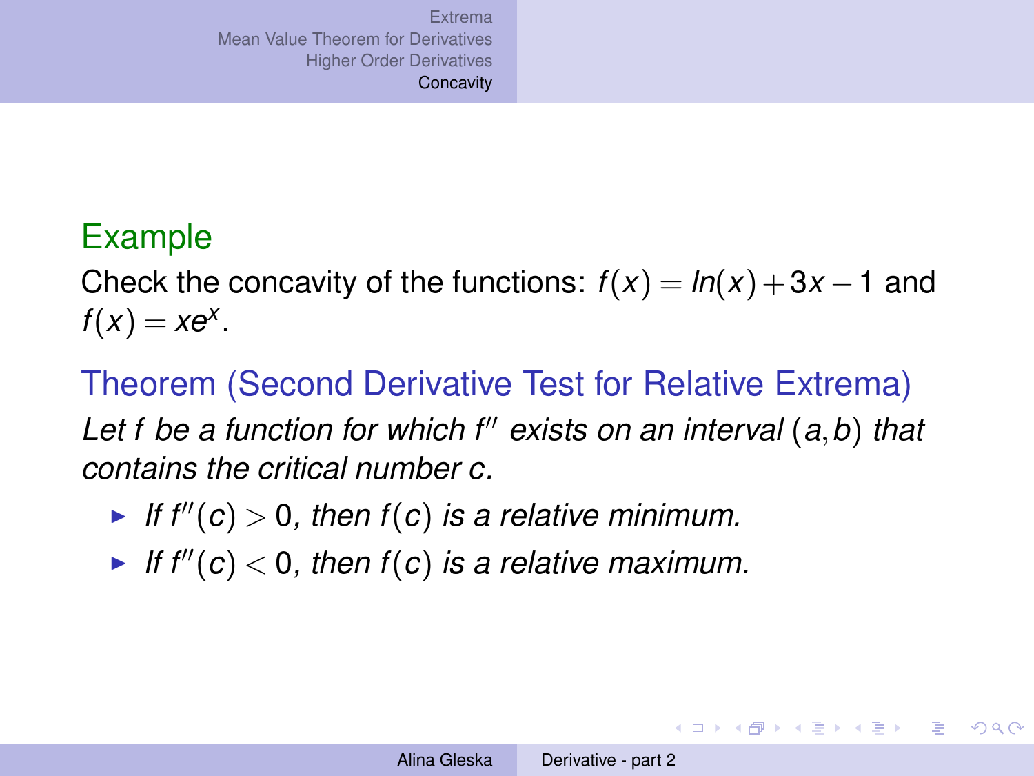## Example

Check the concavity of the functions: $f(x) = ln(x) + 3x - 1$ and $f(x) = xe^x$.

## Theorem (Second Derivative Test for Relative Extrema)

*Let $f$ be a function for which $f''$ exists on an interval $(a, b)$ that contains the critical number $c$.*

- *If $f''(c) > 0$, then $f(c)$ is a relative minimum.*
- *If $f''(c) < 0$, then $f(c)$ is a relative maximum.*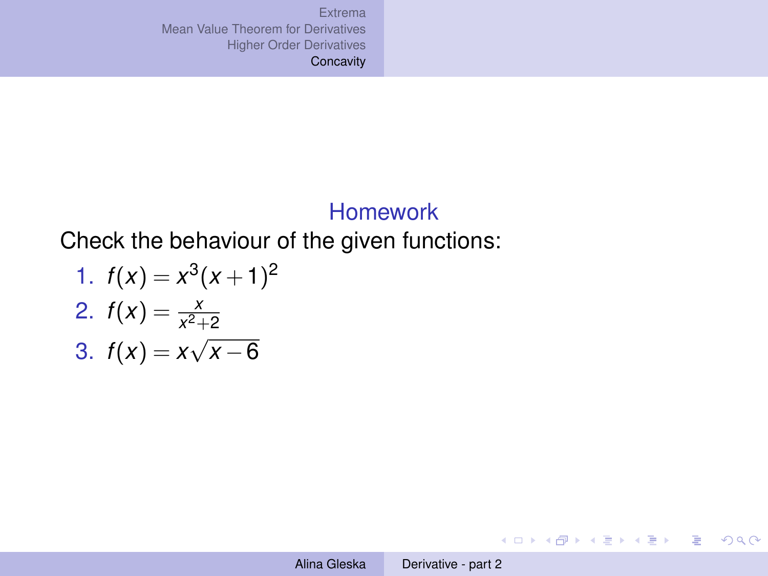## Homework

Check the behaviour of the given functions:

1. $f(x) = x^3(x+1)^2$
2. $f(x) = \frac{x}{x^2+2}$
3. $f(x) = x\sqrt{x-6}$